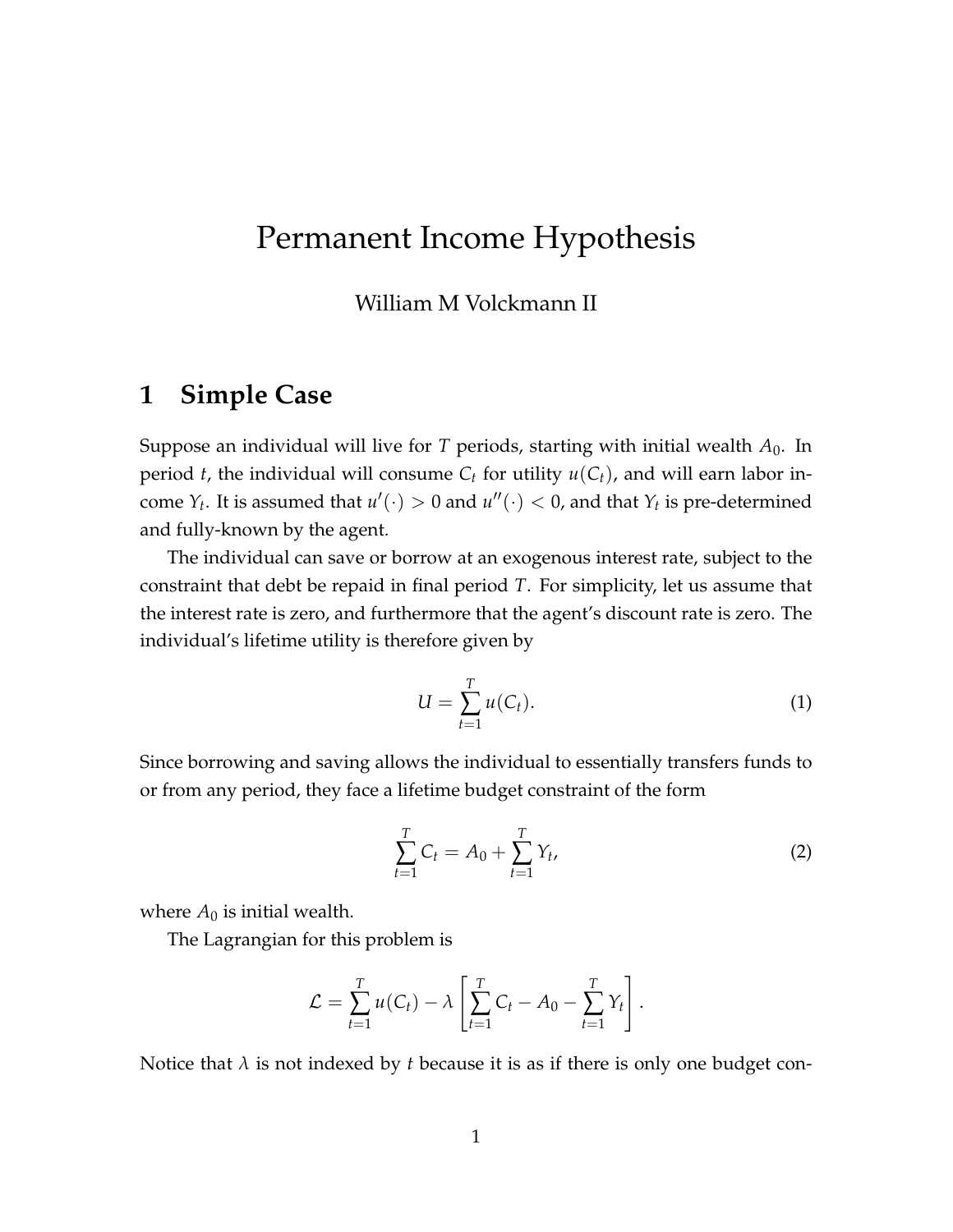// Permanent Income Hypothesis

William M Volckmann II

## 1 Simple Case

Suppose an individual will live for $T$ periods, starting with initial wealth $A_0$. In period $t$, the individual will consume $C_t$ for utility $u(C_t)$, and will earn labor income $Y_t$. It is assumed that $u'(\cdot) > 0$ and $u''(\cdot) < 0$, and that $Y_t$ is pre-determined and fully-known by the agent.

The individual can save or borrow at an exogenous interest rate, subject to the constraint that debt be repaid in final period $T$. For simplicity, let us assume that the interest rate is zero, and furthermore that the agent's discount rate is zero. The individual's lifetime utility is therefore given by

$$U = \sum_{t=1}^{T} u(C_t). \tag{1}$$

Since borrowing and saving allows the individual to essentially transfers funds to or from any period, they face a lifetime budget constraint of the form

$$\sum_{t=1}^{T} C_t = A_0 + \sum_{t=1}^{T} Y_t, \tag{2}$$

where $A_0$ is initial wealth.

The Lagrangian for this problem is

$$\mathcal{L} = \sum_{t=1}^{T} u(C_t) - \lambda \left[ \sum_{t=1}^{T} C_t - A_0 - \sum_{t=1}^{T} Y_t \right].$$

Notice that $\lambda$ is not indexed by $t$ because it is as if there is only one budget con-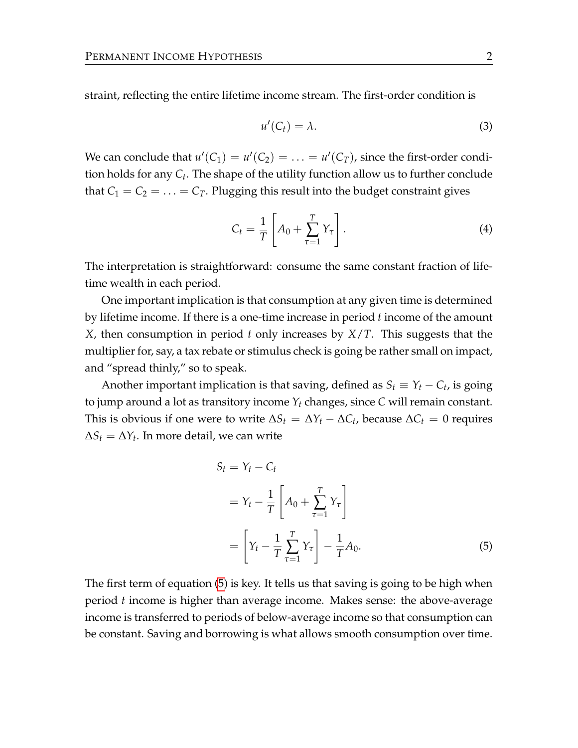straint, reflecting the entire lifetime income stream. The first-order condition is

$$u'(C_t) = \lambda. \tag{3}$$

We can conclude that $u'(C_1) = u'(C_2) = \ldots = u'(C_T)$, since the first-order condition holds for any $C_t$. The shape of the utility function allow us to further conclude that $C_1 = C_2 = \ldots = C_T$. Plugging this result into the budget constraint gives

$$C_t = \frac{1}{T}\left[A_0 + \sum_{\tau=1}^{T} Y_\tau\right]. \tag{4}$$

The interpretation is straightforward: consume the same constant fraction of lifetime wealth in each period.

One important implication is that consumption at any given time is determined by lifetime income. If there is a one-time increase in period $t$ income of the amount $X$, then consumption in period $t$ only increases by $X/T$. This suggests that the multiplier for, say, a tax rebate or stimulus check is going be rather small on impact, and "spread thinly," so to speak.

Another important implication is that saving, defined as $S_t \equiv Y_t - C_t$, is going to jump around a lot as transitory income $Y_t$ changes, since $C$ will remain constant. This is obvious if one were to write $\Delta S_t = \Delta Y_t - \Delta C_t$, because $\Delta C_t = 0$ requires $\Delta S_t = \Delta Y_t$. In more detail, we can write

$$\begin{aligned}
S_t &= Y_t - C_t \\
&= Y_t - \frac{1}{T}\left[A_0 + \sum_{\tau=1}^{T} Y_\tau\right] \\
&= \left[Y_t - \frac{1}{T}\sum_{\tau=1}^{T} Y_\tau\right] - \frac{1}{T}A_0.
\end{aligned} \tag{5}$$

The first term of equation (5) is key. It tells us that saving is going to be high when period $t$ income is higher than average income. Makes sense: the above-average income is transferred to periods of below-average income so that consumption can be constant. Saving and borrowing is what allows smooth consumption over time.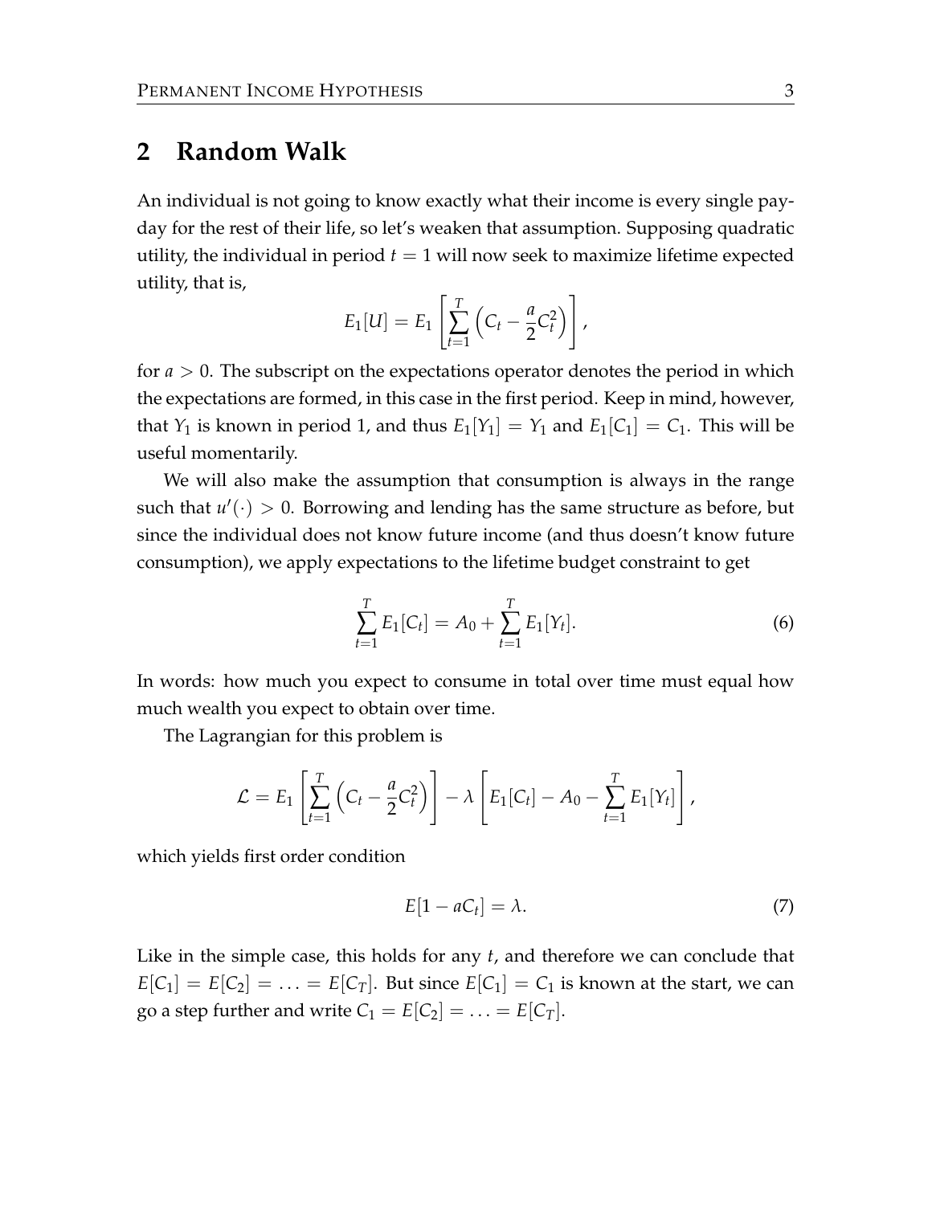## 2 Random Walk

An individual is not going to know exactly what their income is every single payday for the rest of their life, so let's weaken that assumption. Supposing quadratic utility, the individual in period $t = 1$ will now seek to maximize lifetime expected utility, that is,

$$E_1[U] = E_1\left[\sum_{t=1}^{T}\left(C_t - \frac{a}{2}C_t^2\right)\right],$$

for $a > 0$. The subscript on the expectations operator denotes the period in which the expectations are formed, in this case in the first period. Keep in mind, however, that $Y_1$ is known in period 1, and thus $E_1[Y_1] = Y_1$ and $E_1[C_1] = C_1$. This will be useful momentarily.

We will also make the assumption that consumption is always in the range such that $u'(\cdot) > 0$. Borrowing and lending has the same structure as before, but since the individual does not know future income (and thus doesn't know future consumption), we apply expectations to the lifetime budget constraint to get

$$\sum_{t=1}^{T} E_1[C_t] = A_0 + \sum_{t=1}^{T} E_1[Y_t]. \tag{6}$$

In words: how much you expect to consume in total over time must equal how much wealth you expect to obtain over time.

The Lagrangian for this problem is

$$\mathcal{L} = E_1\left[\sum_{t=1}^{T}\left(C_t - \frac{a}{2}C_t^2\right)\right] - \lambda\left[E_1[C_t] - A_0 - \sum_{t=1}^{T} E_1[Y_t]\right],$$

which yields first order condition

$$E[1 - aC_t] = \lambda. \tag{7}$$

Like in the simple case, this holds for any $t$, and therefore we can conclude that $E[C_1] = E[C_2] = \ldots = E[C_T]$. But since $E[C_1] = C_1$ is known at the start, we can go a step further and write $C_1 = E[C_2] = \ldots = E[C_T]$.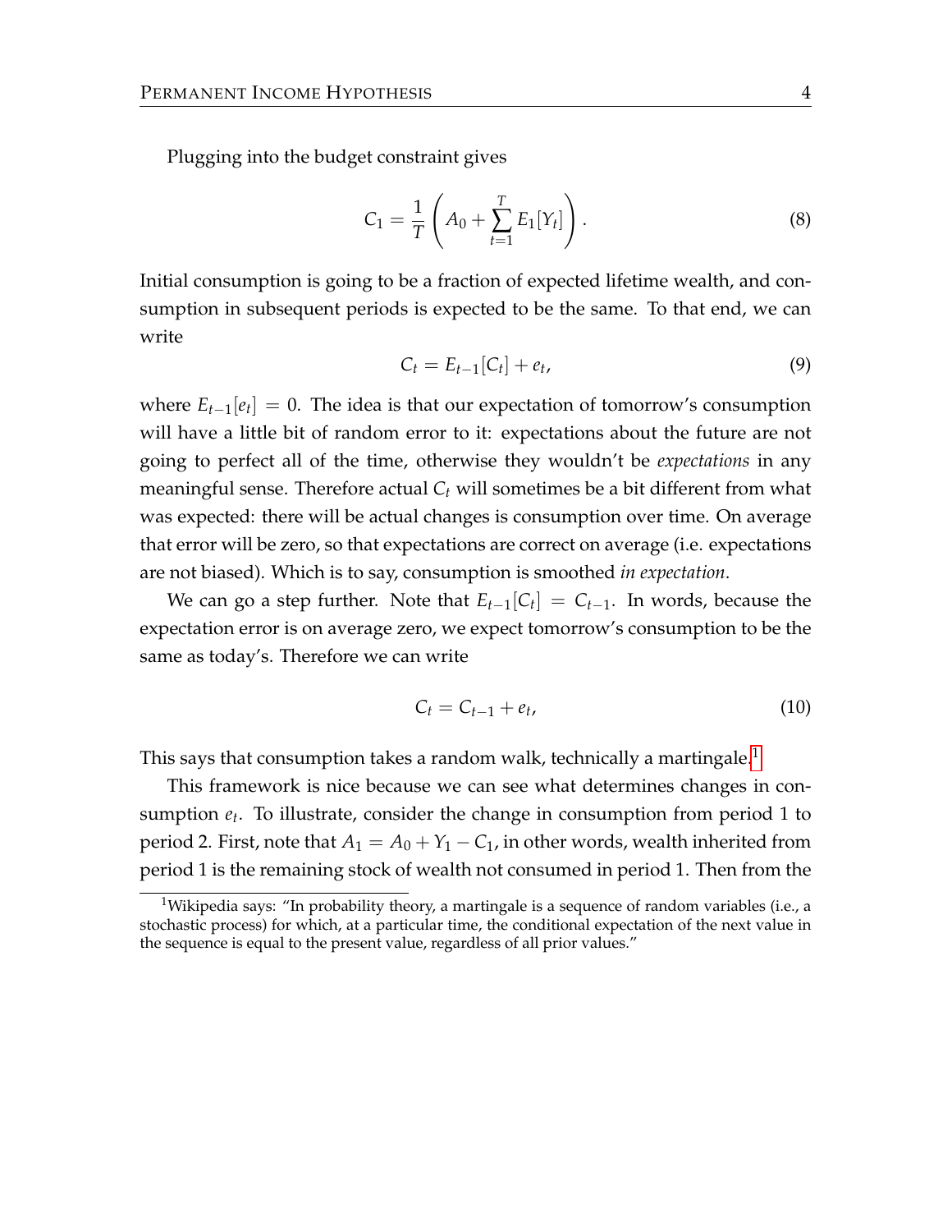Plugging into the budget constraint gives

$$C_1 = \frac{1}{T}\left(A_0 + \sum_{t=1}^{T} E_1[Y_t]\right). \tag{8}$$

Initial consumption is going to be a fraction of expected lifetime wealth, and consumption in subsequent periods is expected to be the same. To that end, we can write

$$C_t = E_{t-1}[C_t] + e_t, \tag{9}$$

where $E_{t-1}[e_t] = 0$. The idea is that our expectation of tomorrow's consumption will have a little bit of random error to it: expectations about the future are not going to perfect all of the time, otherwise they wouldn't be *expectations* in any meaningful sense. Therefore actual $C_t$ will sometimes be a bit different from what was expected: there will be actual changes is consumption over time. On average that error will be zero, so that expectations are correct on average (i.e. expectations are not biased). Which is to say, consumption is smoothed *in expectation*.

We can go a step further. Note that $E_{t-1}[C_t] = C_{t-1}$. In words, because the expectation error is on average zero, we expect tomorrow's consumption to be the same as today's. Therefore we can write

$$C_t = C_{t-1} + e_t, \tag{10}$$

This says that consumption takes a random walk, technically a martingale.[1]

This framework is nice because we can see what determines changes in consumption $e_t$. To illustrate, consider the change in consumption from period 1 to period 2. First, note that $A_1 = A_0 + Y_1 - C_1$, in other words, wealth inherited from period 1 is the remaining stock of wealth not consumed in period 1. Then from the

[1] Wikipedia says: "In probability theory, a martingale is a sequence of random variables (i.e., a stochastic process) for which, at a particular time, the conditional expectation of the next value in the sequence is equal to the present value, regardless of all prior values."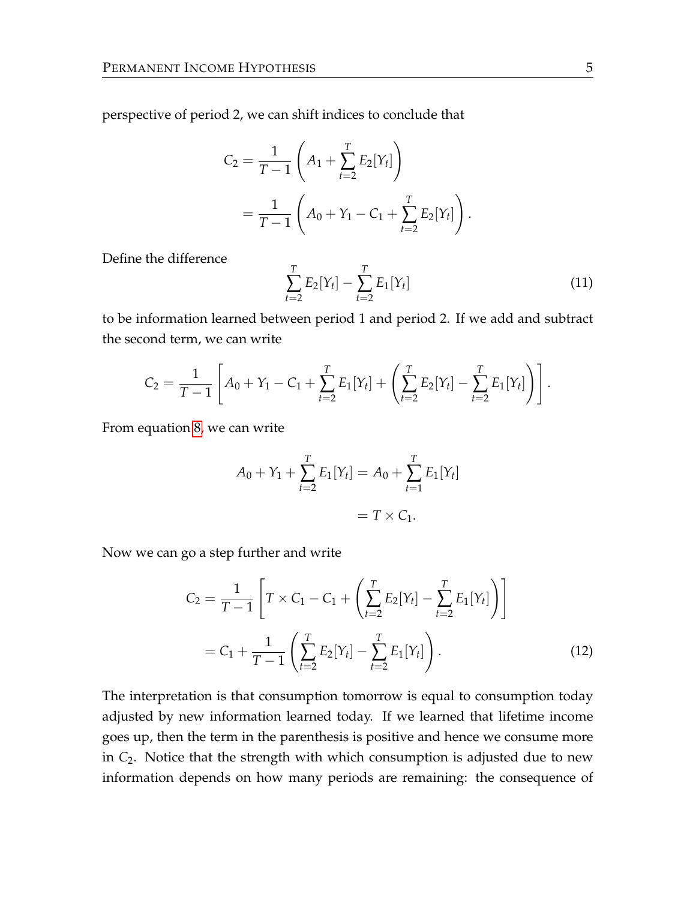perspective of period 2, we can shift indices to conclude that

$$
\begin{aligned}
C_2 &= \frac{1}{T-1}\left(A_1 + \sum_{t=2}^{T} E_2[Y_t]\right) \\
&= \frac{1}{T-1}\left(A_0 + Y_1 - C_1 + \sum_{t=2}^{T} E_2[Y_t]\right).
\end{aligned}
$$

Define the difference

$$
\sum_{t=2}^{T} E_2[Y_t] - \sum_{t=2}^{T} E_1[Y_t] \tag{11}
$$

to be information learned between period 1 and period 2. If we add and subtract the second term, we can write

$$
C_2 = \frac{1}{T-1}\left[A_0 + Y_1 - C_1 + \sum_{t=2}^{T} E_1[Y_t] + \left(\sum_{t=2}^{T} E_2[Y_t] - \sum_{t=2}^{T} E_1[Y_t]\right)\right].
$$

From equation 8, we can write

$$
\begin{aligned}
A_0 + Y_1 + \sum_{t=2}^{T} E_1[Y_t] &= A_0 + \sum_{t=1}^{T} E_1[Y_t] \\
&= T \times C_1.
\end{aligned}
$$

Now we can go a step further and write

$$
\begin{aligned}
C_2 &= \frac{1}{T-1}\left[T \times C_1 - C_1 + \left(\sum_{t=2}^{T} E_2[Y_t] - \sum_{t=2}^{T} E_1[Y_t]\right)\right] \\
&= C_1 + \frac{1}{T-1}\left(\sum_{t=2}^{T} E_2[Y_t] - \sum_{t=2}^{T} E_1[Y_t]\right).
\end{aligned} \tag{12}
$$

The interpretation is that consumption tomorrow is equal to consumption today adjusted by new information learned today. If we learned that lifetime income goes up, then the term in the parenthesis is positive and hence we consume more in $C_2$. Notice that the strength with which consumption is adjusted due to new information depends on how many periods are remaining: the consequence of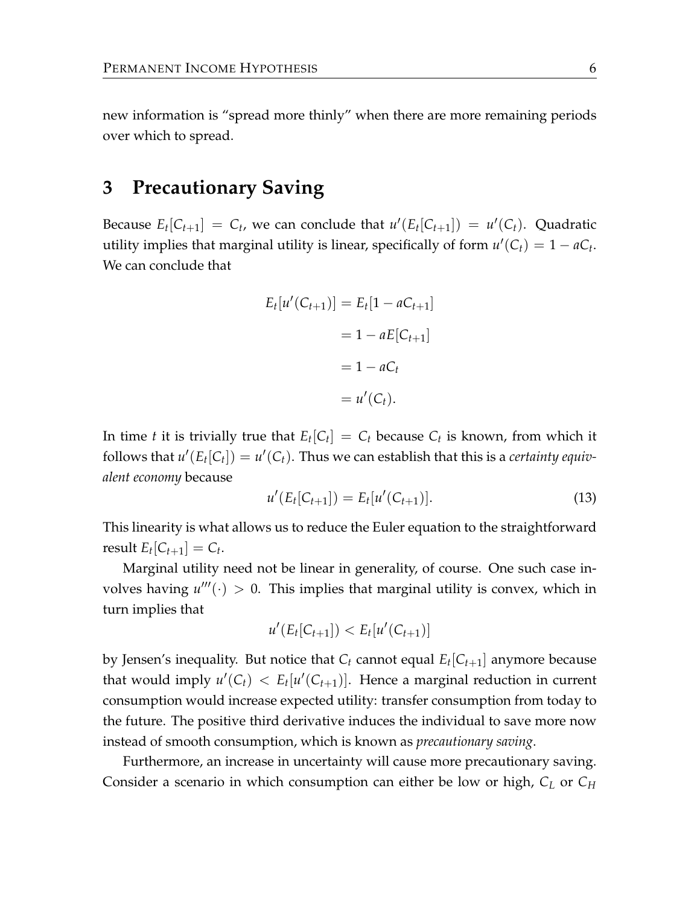new information is "spread more thinly" when there are more remaining periods over which to spread.

# 3 Precautionary Saving

Because $E_t[C_{t+1}] = C_t$, we can conclude that $u'(E_t[C_{t+1}]) = u'(C_t)$. Quadratic utility implies that marginal utility is linear, specifically of form $u'(C_t) = 1 - aC_t$. We can conclude that

$$\begin{aligned} E_t[u'(C_{t+1})] &= E_t[1 - aC_{t+1}] \\ &= 1 - aE[C_{t+1}] \\ &= 1 - aC_t \\ &= u'(C_t). \end{aligned}$$

In time $t$ it is trivially true that $E_t[C_t] = C_t$ because $C_t$ is known, from which it follows that $u'(E_t[C_t]) = u'(C_t)$. Thus we can establish that this is a *certainty equivalent economy* because

$$u'(E_t[C_{t+1}]) = E_t[u'(C_{t+1})]. \tag{13}$$

This linearity is what allows us to reduce the Euler equation to the straightforward result $E_t[C_{t+1}] = C_t$.

Marginal utility need not be linear in generality, of course. One such case involves having $u'''(\cdot) > 0$. This implies that marginal utility is convex, which in turn implies that

$$u'(E_t[C_{t+1}]) < E_t[u'(C_{t+1})]$$

by Jensen's inequality. But notice that $C_t$ cannot equal $E_t[C_{t+1}]$ anymore because that would imply $u'(C_t) < E_t[u'(C_{t+1})]$. Hence a marginal reduction in current consumption would increase expected utility: transfer consumption from today to the future. The positive third derivative induces the individual to save more now instead of smooth consumption, which is known as *precautionary saving*.

Furthermore, an increase in uncertainty will cause more precautionary saving. Consider a scenario in which consumption can either be low or high, $C_L$ or $C_H$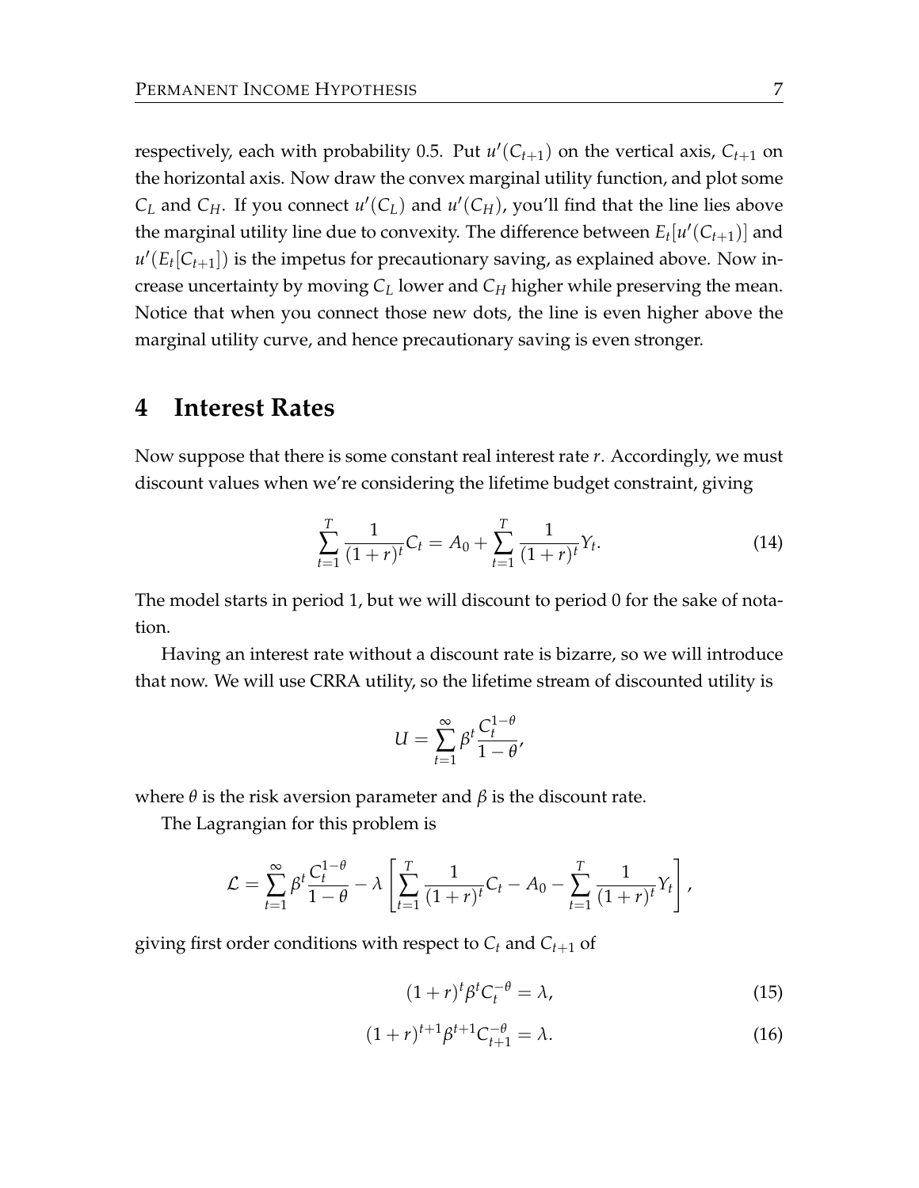respectively, each with probability 0.5. Put $u'(C_{t+1})$ on the vertical axis, $C_{t+1}$ on the horizontal axis. Now draw the convex marginal utility function, and plot some $C_L$ and $C_H$. If you connect $u'(C_L)$ and $u'(C_H)$, you'll find that the line lies above the marginal utility line due to convexity. The difference between $E_t[u'(C_{t+1})]$ and $u'(E_t[C_{t+1}])$ is the impetus for precautionary saving, as explained above. Now increase uncertainty by moving $C_L$ lower and $C_H$ higher while preserving the mean. Notice that when you connect those new dots, the line is even higher above the marginal utility curve, and hence precautionary saving is even stronger.

# 4 Interest Rates

Now suppose that there is some constant real interest rate $r$. Accordingly, we must discount values when we're considering the lifetime budget constraint, giving

$$\sum_{t=1}^{T} \frac{1}{(1+r)^t} C_t = A_0 + \sum_{t=1}^{T} \frac{1}{(1+r)^t} Y_t. \tag{14}$$

The model starts in period 1, but we will discount to period 0 for the sake of notation.

Having an interest rate without a discount rate is bizarre, so we will introduce that now. We will use CRRA utility, so the lifetime stream of discounted utility is

$$U = \sum_{t=1}^{\infty} \beta^t \frac{C_t^{1-\theta}}{1-\theta},$$

where $\theta$ is the risk aversion parameter and $\beta$ is the discount rate.

The Lagrangian for this problem is

$$\mathcal{L} = \sum_{t=1}^{\infty} \beta^t \frac{C_t^{1-\theta}}{1-\theta} - \lambda \left[ \sum_{t=1}^{T} \frac{1}{(1+r)^t} C_t - A_0 - \sum_{t=1}^{T} \frac{1}{(1+r)^t} Y_t \right],$$

giving first order conditions with respect to $C_t$ and $C_{t+1}$ of

$$(1+r)^t \beta^t C_t^{-\theta} = \lambda, \tag{15}$$

$$(1+r)^{t+1} \beta^{t+1} C_{t+1}^{-\theta} = \lambda. \tag{16}$$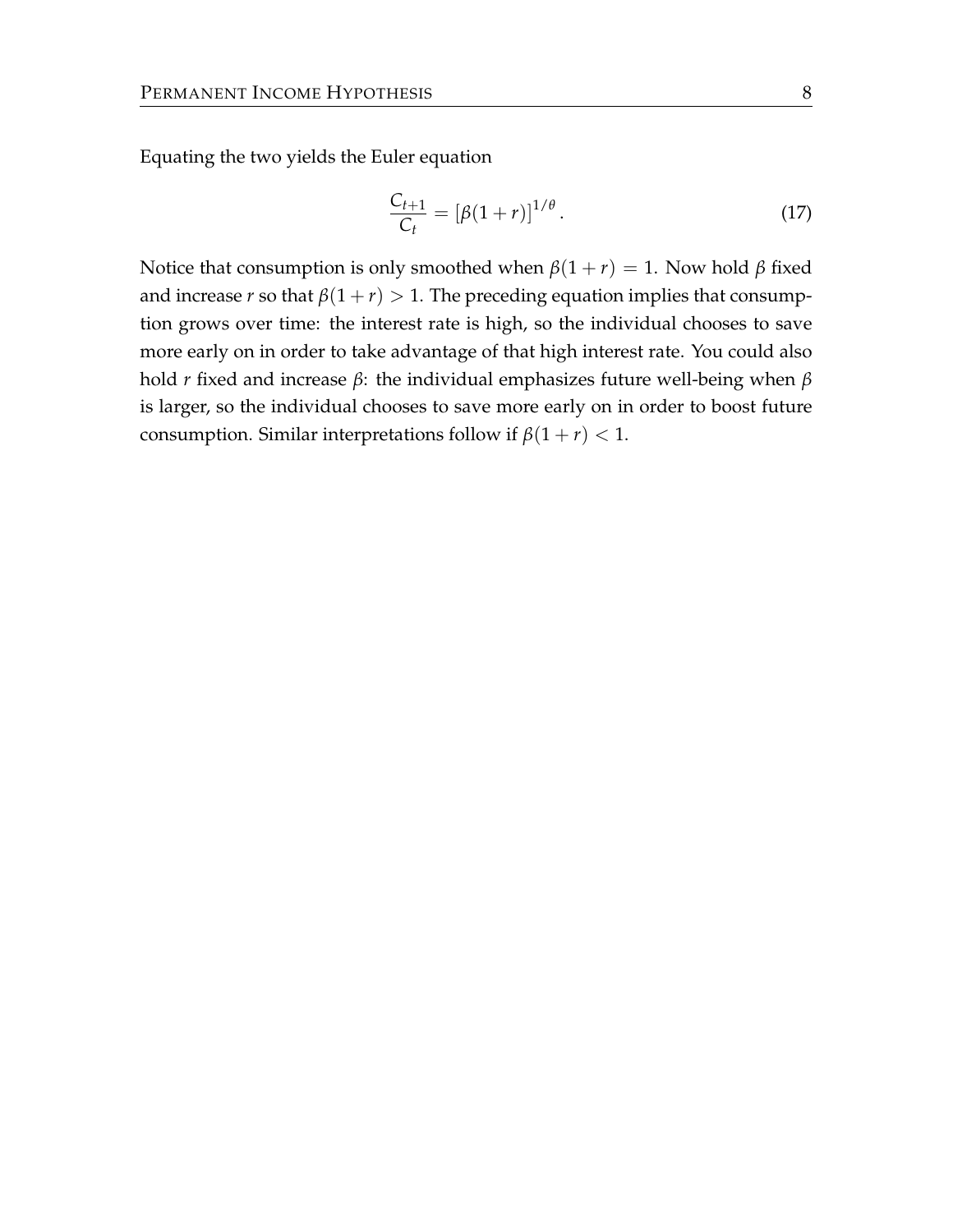Equating the two yields the Euler equation

$$\frac{C_{t+1}}{C_t} = \left[\beta(1+r)\right]^{1/\theta}. \tag{17}$$

Notice that consumption is only smoothed when $\beta(1+r) = 1$. Now hold $\beta$ fixed and increase $r$ so that $\beta(1+r) > 1$. The preceding equation implies that consumption grows over time: the interest rate is high, so the individual chooses to save more early on in order to take advantage of that high interest rate. You could also hold $r$ fixed and increase $\beta$: the individual emphasizes future well-being when $\beta$ is larger, so the individual chooses to save more early on in order to boost future consumption. Similar interpretations follow if $\beta(1+r) < 1$.